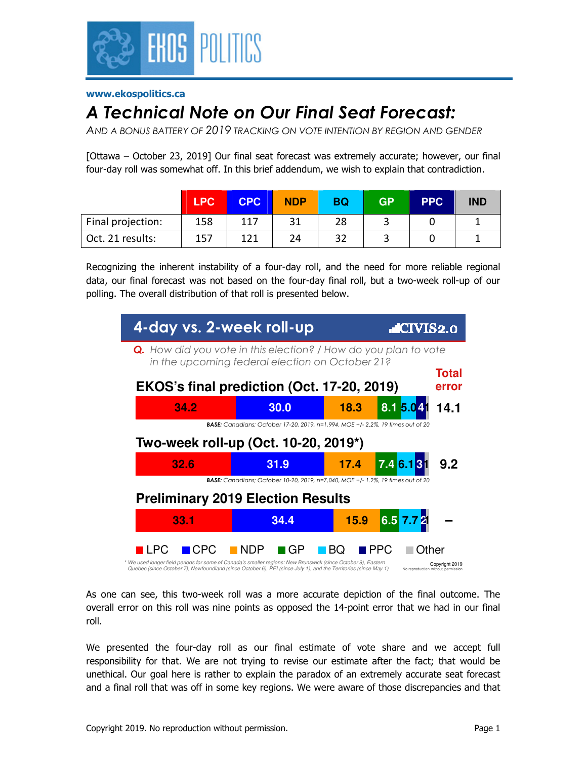www.ekospolitics.ca

# A Technical Note on Our Final Seat Forecast:

*AND A BONUS BATTERY OF 2019 TRACKING ON VOTE INTENTION BY REGION AND GENDER*

[Ottawa – October 23, 2019] Our final seat forecast was extremely accurate; however, our final four-day roll was somewhat off. In this brief addendum, we wish to explain that contradiction.

| | LPC | CPC | NDP | BQ | GP | PPC | IND |
|---|---|---|---|---|---|---|---|
| Final projection: | 158 | 117 | 31 | 28 | 3 | 0 | 1 |
| Oct. 21 results: | 157 | 121 | 24 | 32 | 3 | 0 | 1 |

Recognizing the inherent instability of a four-day roll, and the need for more reliable regional data, our final forecast was not based on the four-day final roll, but a two-week roll-up of our polling. The overall distribution of that roll is presented below.

## 4-day vs. 2-week roll-up

**Q.** *How did you vote in this election? / How do you plan to vote in the upcoming federal election on October 21?*

| | LPC | CPC | NDP | GP | BQ | PPC | Other | Total error |
|---|---|---|---|---|---|---|---|---|
| EKOS's final prediction (Oct. 17-20, 2019) | 34.2 | 30.0 | 18.3 | 8.1 | 5.0 | 4 | 1 | 14.1 |
| Two-week roll-up (Oct. 10-20, 2019*) | 32.6 | 31.9 | 17.4 | 7.4 | 6.1 | 3 | 1 | 9.2 |
| Preliminary 2019 Election Results | 33.1 | 34.4 | 15.9 | 6.5 | 7.7 | 2 | 1 | – |

**BASE:** *Canadians; October 17-20, 2019, n=1,994, MOE +/- 2.2%, 19 times out of 20*

**BASE:** *Canadians; October 10-20, 2019, n=7,040, MOE +/- 1.2%, 19 times out of 20*

*\* We used longer field periods for some of Canada's smaller regions: New Brunswick (since October 9), Eastern Quebec (since October 7), Newfoundland (since October 6), PEI (since July 1), and the Territories (since May 1)*

Copyright 2019 No reproduction without permission

As one can see, this two-week roll was a more accurate depiction of the final outcome. The overall error on this roll was nine points as opposed the 14-point error that we had in our final roll.

We presented the four-day roll as our final estimate of vote share and we accept full responsibility for that. We are not trying to revise our estimate after the fact; that would be unethical. Our goal here is rather to explain the paradox of an extremely accurate seat forecast and a final roll that was off in some key regions. We were aware of those discrepancies and that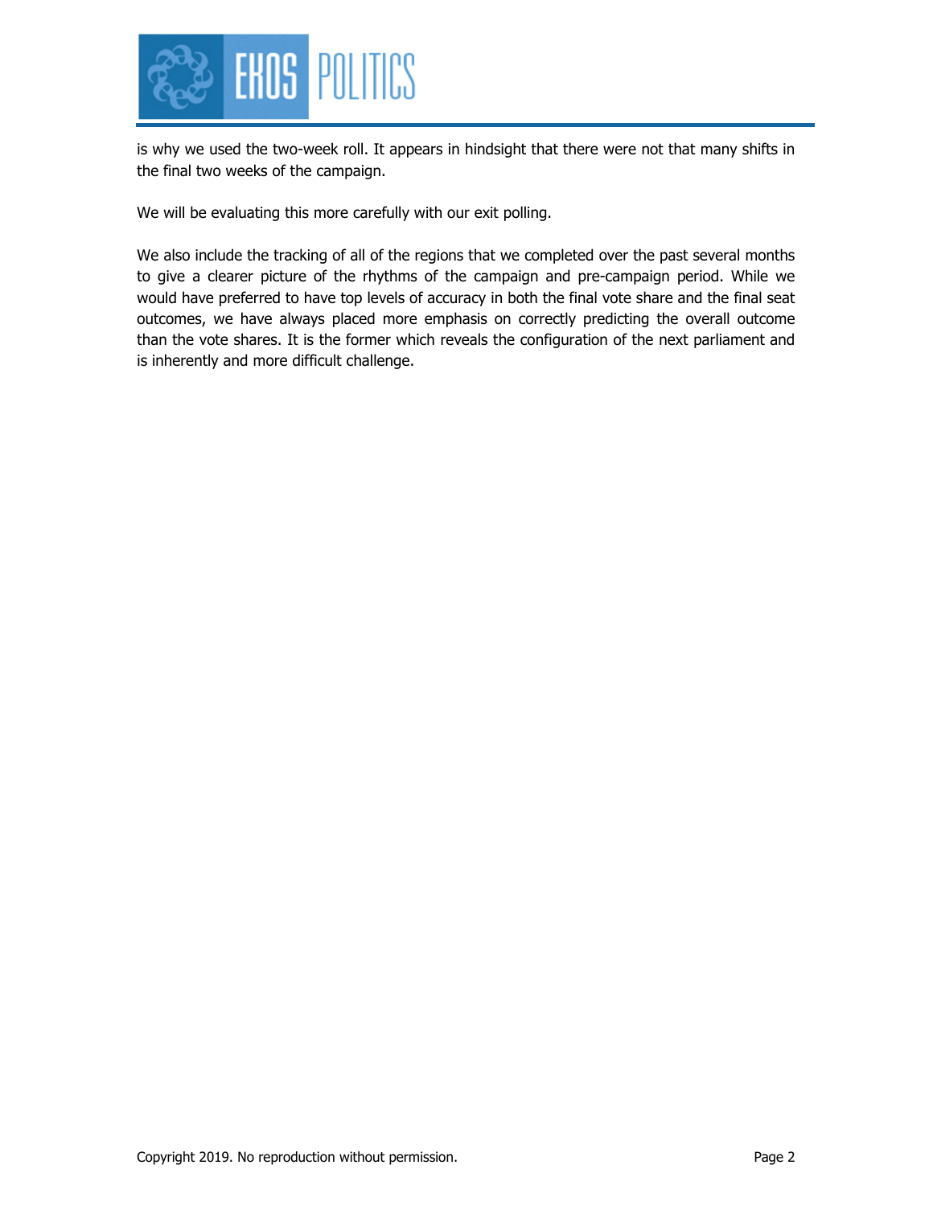is why we used the two-week roll. It appears in hindsight that there were not that many shifts in the final two weeks of the campaign.

We will be evaluating this more carefully with our exit polling.

We also include the tracking of all of the regions that we completed over the past several months to give a clearer picture of the rhythms of the campaign and pre-campaign period. While we would have preferred to have top levels of accuracy in both the final vote share and the final seat outcomes, we have always placed more emphasis on correctly predicting the overall outcome than the vote shares. It is the former which reveals the configuration of the next parliament and is inherently and more difficult challenge.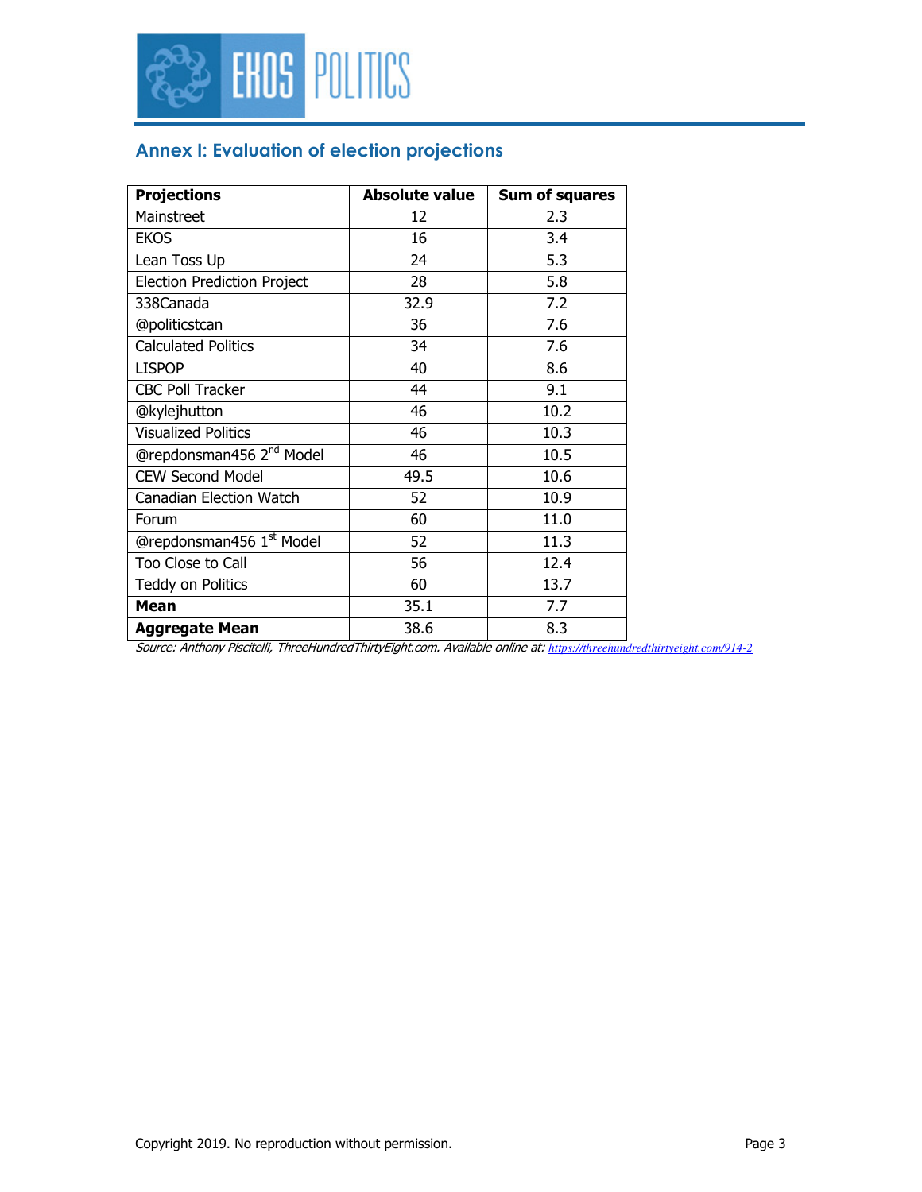## Annex I: Evaluation of election projections

| **Projections** | **Absolute value** | **Sum of squares** |
|---|---|---|
| Mainstreet | 12 | 2.3 |
| EKOS | 16 | 3.4 |
| Lean Toss Up | 24 | 5.3 |
| Election Prediction Project | 28 | 5.8 |
| 338Canada | 32.9 | 7.2 |
| @politicstcan | 36 | 7.6 |
| Calculated Politics | 34 | 7.6 |
| LISPOP | 40 | 8.6 |
| CBC Poll Tracker | 44 | 9.1 |
| @kylejhutton | 46 | 10.2 |
| Visualized Politics | 46 | 10.3 |
| @repdonsman456 2nd Model | 46 | 10.5 |
| CEW Second Model | 49.5 | 10.6 |
| Canadian Election Watch | 52 | 10.9 |
| Forum | 60 | 11.0 |
| @repdonsman456 1st Model | 52 | 11.3 |
| Too Close to Call | 56 | 12.4 |
| Teddy on Politics | 60 | 13.7 |
| **Mean** | 35.1 | 7.7 |
| **Aggregate Mean** | 38.6 | 8.3 |

*Source: Anthony Piscitelli, ThreeHundredThirtyEight.com. Available online at:* https://threehundredthirtyeight.com/914-2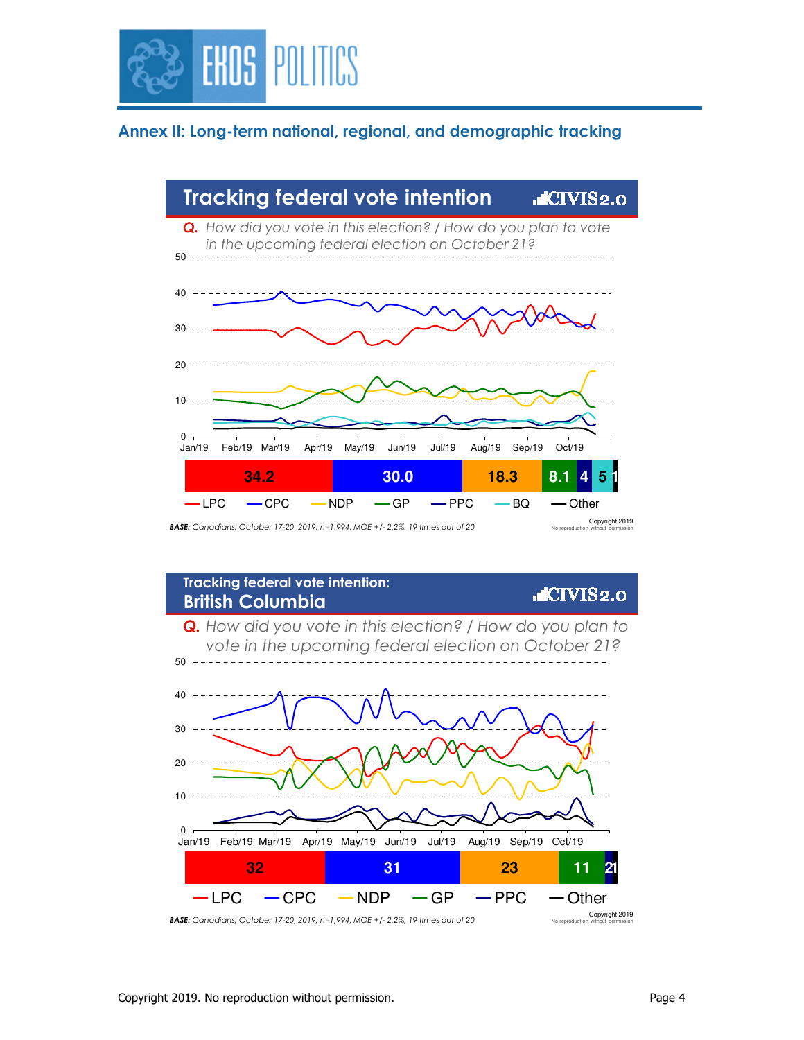## Annex II: Long-term national, regional, and demographic tracking

### Tracking federal vote intention

**Q.** *How did you vote in this election? / How do you plan to vote in the upcoming federal election on October 21?*

| LPC | CPC | NDP | GP | PPC | BQ | Other |
|---|---|---|---|---|---|---|
| 34.2 | 30.0 | 18.3 | 8.1 | 4 | 5 | 1 |

**BASE:** *Canadians; October 17-20, 2019, n=1,994, MOE +/- 2.2%, 19 times out of 20*

Copyright 2019
No reproduction without permission

### Tracking federal vote intention: British Columbia

**Q.** *How did you vote in this election? / How do you plan to vote in the upcoming federal election on October 21?*

| LPC | CPC | NDP | GP | PPC | Other |
|---|---|---|---|---|---|
| 32 | 31 | 23 | 11 | 2 | 1 |

**BASE:** *Canadians; October 17-20, 2019, n=1,994, MOE +/- 2.2%, 19 times out of 20*

Copyright 2019
No reproduction without permission

Copyright 2019. No reproduction without permission.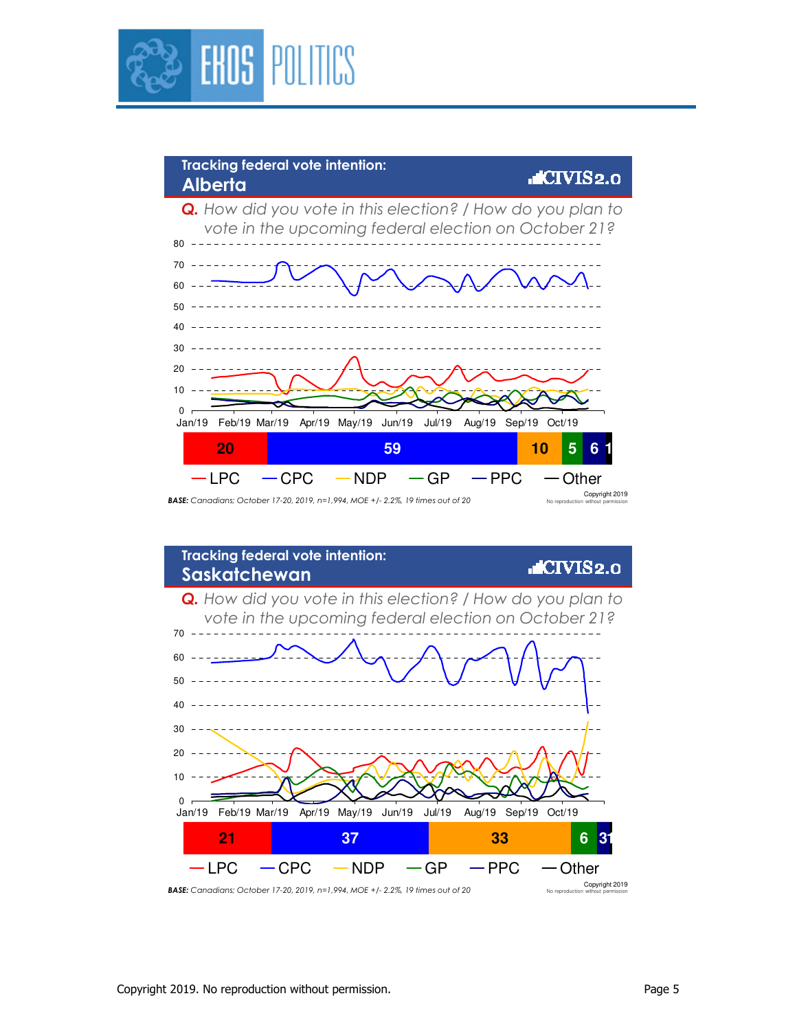## Tracking federal vote intention: Alberta

**Q.** *How did you vote in this election? / How do you plan to vote in the upcoming federal election on October 21?*

| LPC | CPC | NDP | GP | PPC | Other |
|---|---|---|---|---|---|
| 20 | 59 | 10 | 5 | 6 | 1 |

***BASE:*** *Canadians; October 17-20, 2019, n=1,994, MOE +/- 2.2%, 19 times out of 20*

Copyright 2019
No reproduction without permission

## Tracking federal vote intention: Saskatchewan

**Q.** *How did you vote in this election? / How do you plan to vote in the upcoming federal election on October 21?*

| LPC | CPC | NDP | GP | PPC | Other |
|---|---|---|---|---|---|
| 21 | 37 | 33 | 6 | 3 | 1 |

***BASE:*** *Canadians; October 17-20, 2019, n=1,994, MOE +/- 2.2%, 19 times out of 20*

Copyright 2019
No reproduction without permission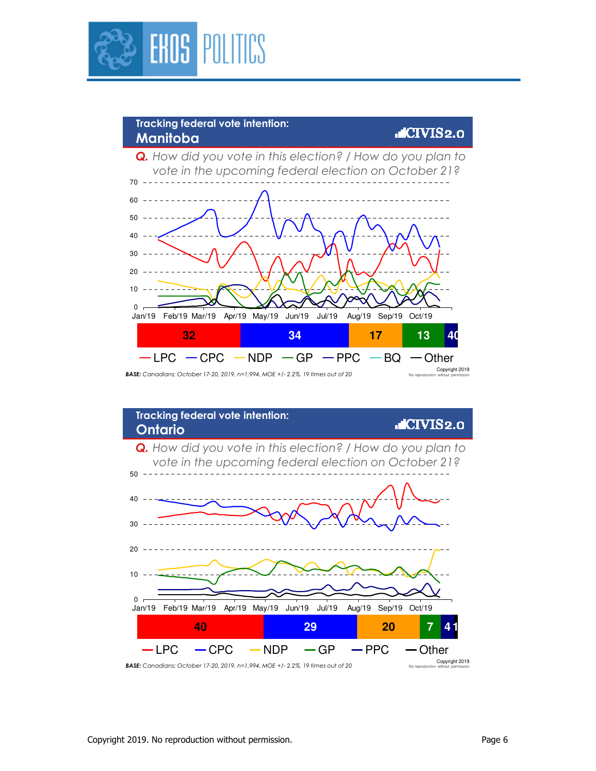## Tracking federal vote intention: Manitoba

**Q.** *How did you vote in this election? / How do you plan to vote in the upcoming federal election on October 21?*

| LPC | CPC | NDP | GP | PPC |
|---|---|---|---|---|
| 32 | 34 | 17 | 13 | 4 |

— LPC — CPC — NDP — GP — PPC — BQ — Other

***BASE:** Canadians; October 17-20, 2019, n=1,994, MOE +/- 2.2%, 19 times out of 20*

Copyright 2019
No reproduction without permission

## Tracking federal vote intention: Ontario

**Q.** *How did you vote in this election? / How do you plan to vote in the upcoming federal election on October 21?*

| LPC | CPC | NDP | GP | PPC | Other |
|---|---|---|---|---|---|
| 40 | 29 | 20 | 7 | 4 | 1 |

— LPC — CPC — NDP — GP — PPC — Other

***BASE:** Canadians; October 17-20, 2019, n=1,994, MOE +/- 2.2%, 19 times out of 20*

Copyright 2019
No reproduction without permission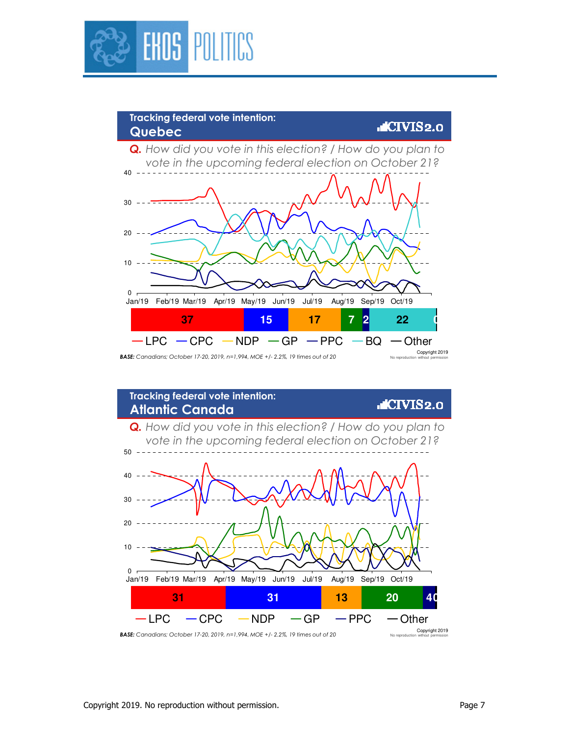## Tracking federal vote intention: Quebec

CIVIS2.0

*Q. How did you vote in this election? / How do you plan to vote in the upcoming federal election on October 21?*

| LPC | CPC | NDP | GP | PPC | BQ | Other |
|---|---|---|---|---|---|---|
| 37 | 15 | 17 | 7 | 2 | 22 | 0 |

***BASE:*** *Canadians; October 17-20, 2019, n=1,994, MOE +/- 2.2%, 19 times out of 20*

Copyright 2019
No reproduction without permission

## Tracking federal vote intention: Atlantic Canada

CIVIS2.0

*Q. How did you vote in this election? / How do you plan to vote in the upcoming federal election on October 21?*

| LPC | CPC | NDP | GP | PPC | Other |
|---|---|---|---|---|---|
| 31 | 31 | 13 | 20 | 4 | 0 |

***BASE:*** *Canadians; October 17-20, 2019, n=1,994, MOE +/- 2.2%, 19 times out of 20*

Copyright 2019
No reproduction without permission

Copyright 2019. No reproduction without permission.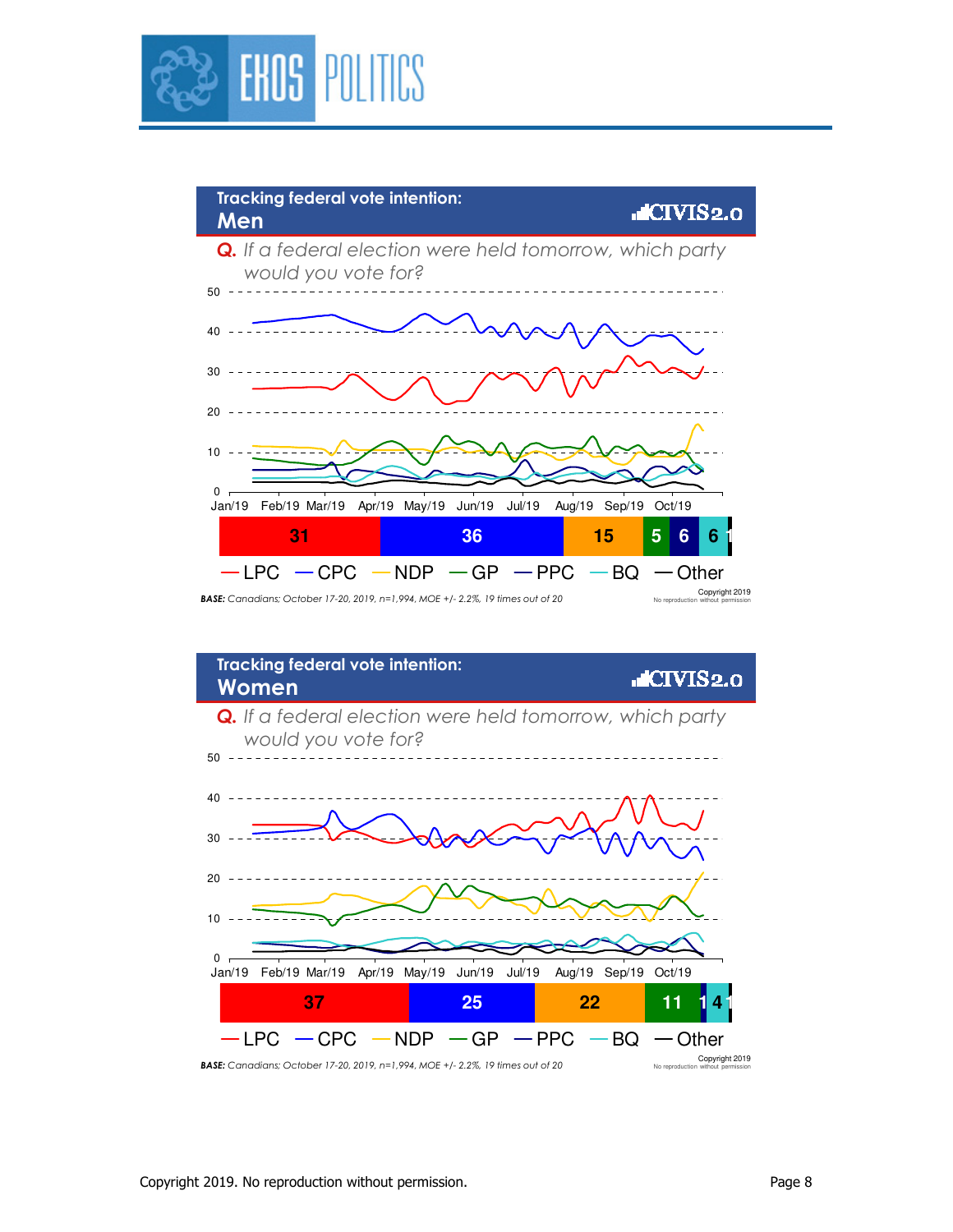## Tracking federal vote intention: Men

CIVIS2.0

**Q.** *If a federal election were held tomorrow, which party would you vote for?*

50
40
30
20
10
0

Jan/19 Feb/19 Mar/19 Apr/19 May/19 Jun/19 Jul/19 Aug/19 Sep/19 Oct/19

31 36 15 5 6 6 1

— LPC — CPC — NDP — GP — PPC — BQ — Other

***BASE:*** *Canadians; October 17-20, 2019, n=1,994, MOE +/- 2.2%, 19 times out of 20*

Copyright 2019
No reproduction without permission

## Tracking federal vote intention: Women

CIVIS2.0

**Q.** *If a federal election were held tomorrow, which party would you vote for?*

50
40
30
20
10
0

Jan/19 Feb/19 Mar/19 Apr/19 May/19 Jun/19 Jul/19 Aug/19 Sep/19 Oct/19

37 25 22 11 1 4 1

— LPC — CPC — NDP — GP — PPC — BQ — Other

***BASE:*** *Canadians; October 17-20, 2019, n=1,994, MOE +/- 2.2%, 19 times out of 20*

Copyright 2019
No reproduction without permission